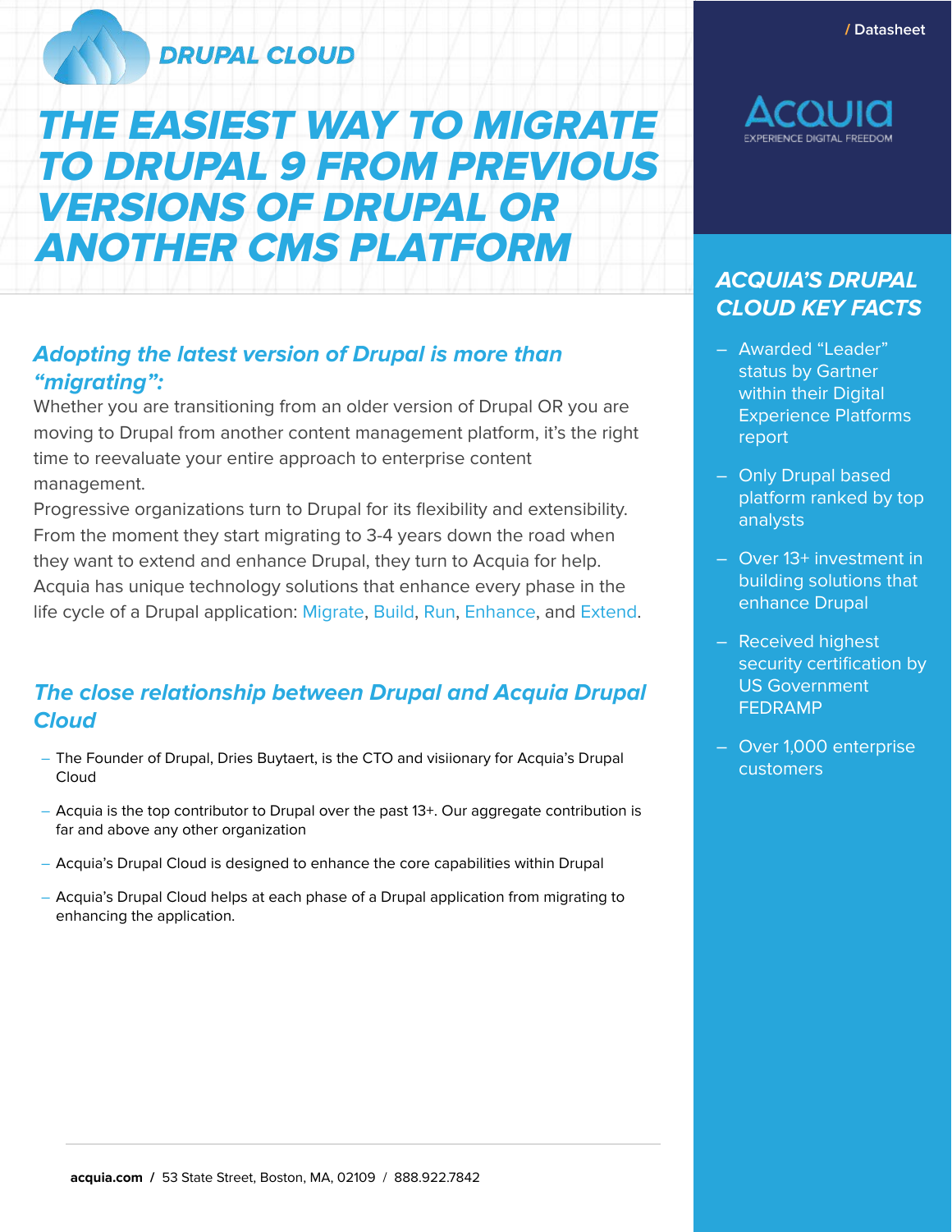DRUPAL CLOUD

/ Datasheet

# THE EASIEST WAY TO MIGRATE TO DRUPAL 9 FROM PREVIOUS VERSIONS OF DRUPAL OR ANOTHER CMS PLATFORM

## *Adopting the latest version of Drupal is more than "migrating":*

Whether you are transitioning from an older version of Drupal OR you are moving to Drupal from another content management platform, it's the right time to reevaluate your entire approach to enterprise content management.

Progressive organizations turn to Drupal for its flexibility and extensibility. From the moment they start migrating to 3-4 years down the road when they want to extend and enhance Drupal, they turn to Acquia for help. Acquia has unique technology solutions that enhance every phase in the life cycle of a Drupal application: Migrate, Build, Run, Enhance, and Extend.

## *The close relationship between Drupal and Acquia Drupal Cloud*

- The Founder of Drupal, Dries Buytaert, is the CTO and visiionary for Acquia's Drupal Cloud
- Acquia is the top contributor to Drupal over the past 13+. Our aggregate contribution is far and above any other organization
- Acquia's Drupal Cloud is designed to enhance the core capabilities within Drupal
- Acquia's Drupal Cloud helps at each phase of a Drupal application from migrating to enhancing the application.

ACQUIA
EXPERIENCE DIGITAL FREEDOM

## *ACQUIA'S DRUPAL CLOUD KEY FACTS*

- Awarded "Leader" status by Gartner within their Digital Experience Platforms report
- Only Drupal based platform ranked by top analysts
- Over 13+ investment in building solutions that enhance Drupal
- Received highest security certification by US Government FEDRAMP
- Over 1,000 enterprise customers

**acquia.com** / 53 State Street, Boston, MA, 02109 / 888.922.7842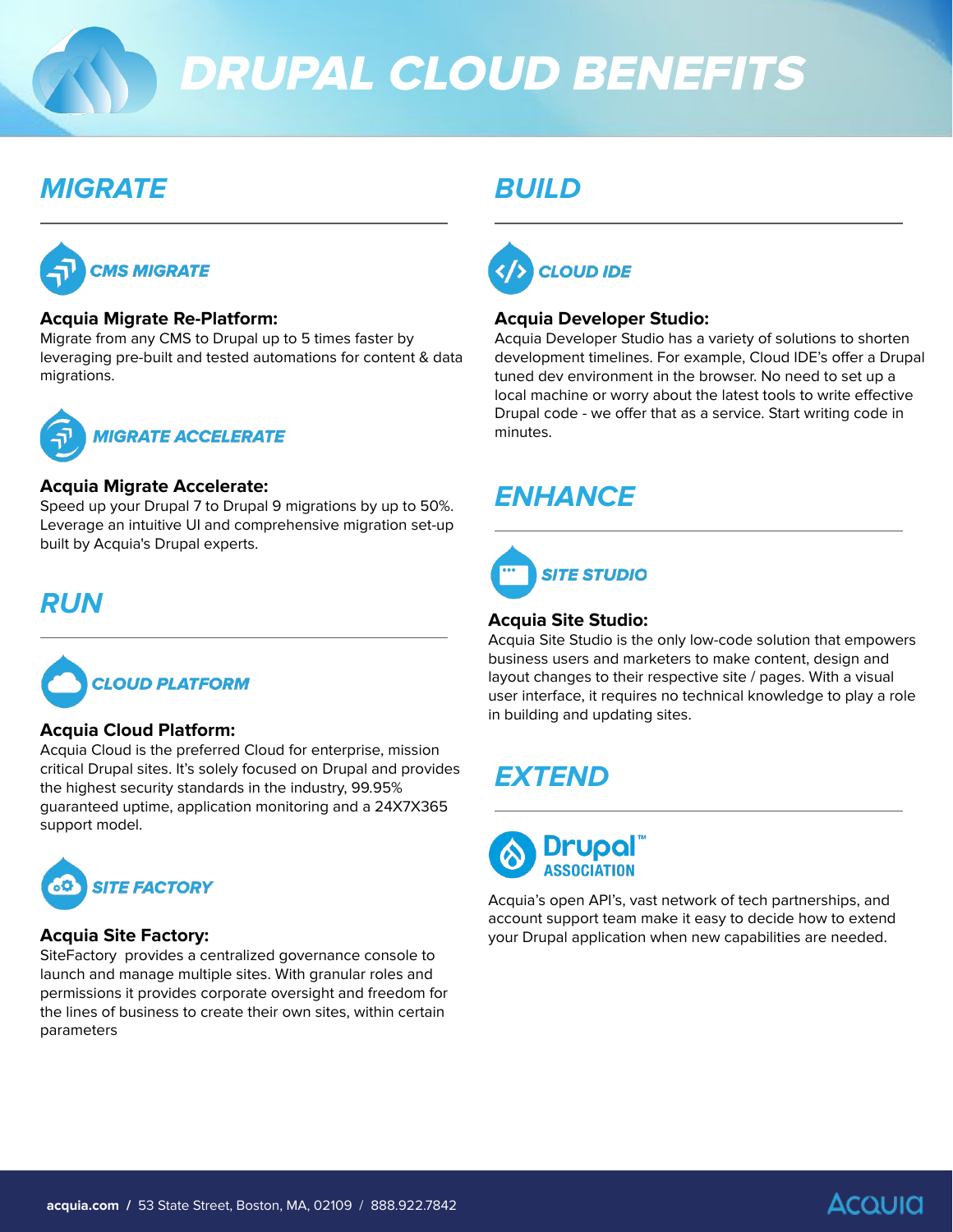# DRUPAL CLOUD BENEFITS

## MIGRATE

### CMS MIGRATE

**Acquia Migrate Re-Platform:**
Migrate from any CMS to Drupal up to 5 times faster by leveraging pre-built and tested automations for content & data migrations.

### MIGRATE ACCELERATE

**Acquia Migrate Accelerate:**
Speed up your Drupal 7 to Drupal 9 migrations by up to 50%. Leverage an intuitive UI and comprehensive migration set-up built by Acquia's Drupal experts.

## RUN

### CLOUD PLATFORM

**Acquia Cloud Platform:**
Acquia Cloud is the preferred Cloud for enterprise, mission critical Drupal sites. It's solely focused on Drupal and provides the highest security standards in the industry, 99.95% guaranteed uptime, application monitoring and a 24X7X365 support model.

### SITE FACTORY

**Acquia Site Factory:**
SiteFactory provides a centralized governance console to launch and manage multiple sites. With granular roles and permissions it provides corporate oversight and freedom for the lines of business to create their own sites, within certain parameters

## BUILD

### CLOUD IDE

**Acquia Developer Studio:**
Acquia Developer Studio has a variety of solutions to shorten development timelines. For example, Cloud IDE's offer a Drupal tuned dev environment in the browser. No need to set up a local machine or worry about the latest tools to write effective Drupal code - we offer that as a service. Start writing code in minutes.

## ENHANCE

### SITE STUDIO

**Acquia Site Studio:**
Acquia Site Studio is the only low-code solution that empowers business users and marketers to make content, design and layout changes to their respective site / pages. With a visual user interface, it requires no technical knowledge to play a role in building and updating sites.

## EXTEND

### Drupal™ ASSOCIATION

Acquia's open API's, vast network of tech partnerships, and account support team make it easy to decide how to extend your Drupal application when new capabilities are needed.

**acquia.com** / 53 State Street, Boston, MA, 02109 / 888.922.7842

ACQUIA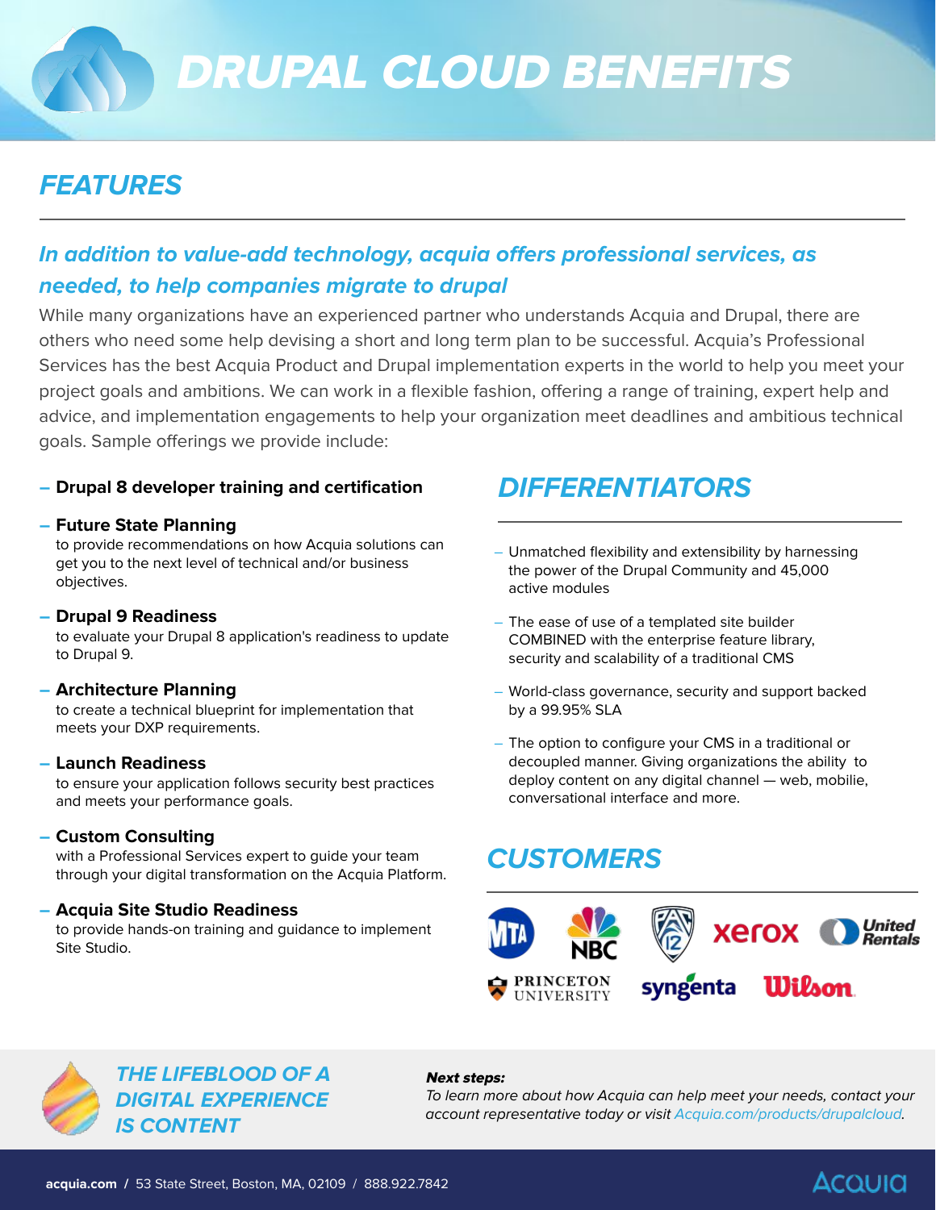# DRUPAL CLOUD BENEFITS

## FEATURES

### *In addition to value-add technology, acquia offers professional services, as needed, to help companies migrate to drupal*

While many organizations have an experienced partner who understands Acquia and Drupal, there are others who need some help devising a short and long term plan to be successful. Acquia's Professional Services has the best Acquia Product and Drupal implementation experts in the world to help you meet your project goals and ambitions. We can work in a flexible fashion, offering a range of training, expert help and advice, and implementation engagements to help your organization meet deadlines and ambitious technical goals. Sample offerings we provide include:

- **Drupal 8 developer training and certification**
- **Future State Planning**
  to provide recommendations on how Acquia solutions can get you to the next level of technical and/or business objectives.
- **Drupal 9 Readiness**
  to evaluate your Drupal 8 application's readiness to update to Drupal 9.
- **Architecture Planning**
  to create a technical blueprint for implementation that meets your DXP requirements.
- **Launch Readiness**
  to ensure your application follows security best practices and meets your performance goals.
- **Custom Consulting**
  with a Professional Services expert to guide your team through your digital transformation on the Acquia Platform.
- **Acquia Site Studio Readiness**
  to provide hands-on training and guidance to implement Site Studio.

## DIFFERENTIATORS

- Unmatched flexibility and extensibility by harnessing the power of the Drupal Community and 45,000 active modules
- The ease of use of a templated site builder COMBINED with the enterprise feature library, security and scalability of a traditional CMS
- World-class governance, security and support backed by a 99.95% SLA
- The option to configure your CMS in a traditional or decoupled manner. Giving organizations the ability to deploy content on any digital channel — web, mobilie, conversational interface and more.

## CUSTOMERS

MTA, NBC, PAC-12, xerox, United Rentals, Princeton University, syngenta, Wilson

*THE LIFEBLOOD OF A DIGITAL EXPERIENCE IS CONTENT*

***Next steps:***
*To learn more about how Acquia can help meet your needs, contact your account representative today or visit Acquia.com/products/drupalcloud.*

**acquia.com** / 53 State Street, Boston, MA, 02109 / 888.922.7842